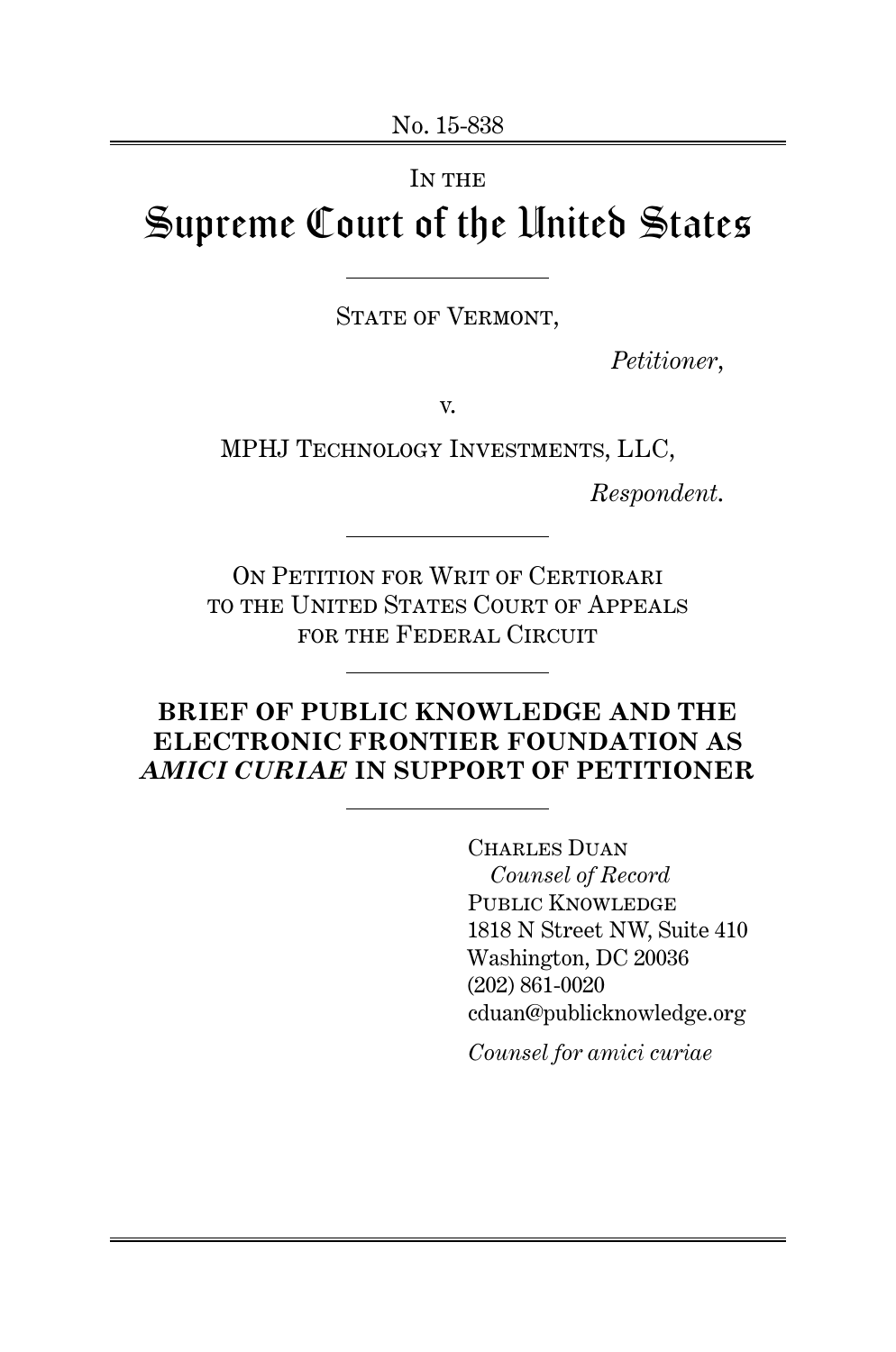No. 15-838

IN THE

# Supreme Court of the United States

STATE OF VERMONT,

*Petitioner*,

v.

MPHJ TECHNOLOGY INVESTMENTS, LLC,

*Respondent*.

ON PETITION FOR WRIT OF CERTIORARI TO THE UNITED STATES COURT OF APPEALS FOR THE FEDERAL CIRCUIT

**BRIEF OF PUBLIC KNOWLEDGE AND THE ELECTRONIC FRONTIER FOUNDATION AS *AMICI CURIAE* IN SUPPORT OF PETITIONER**

CHARLES DUAN
*Counsel of Record*
PUBLIC KNOWLEDGE
1818 N Street NW, Suite 410
Washington, DC 20036
(202) 861-0020
cduan@publicknowledge.org

*Counsel for amici curiae*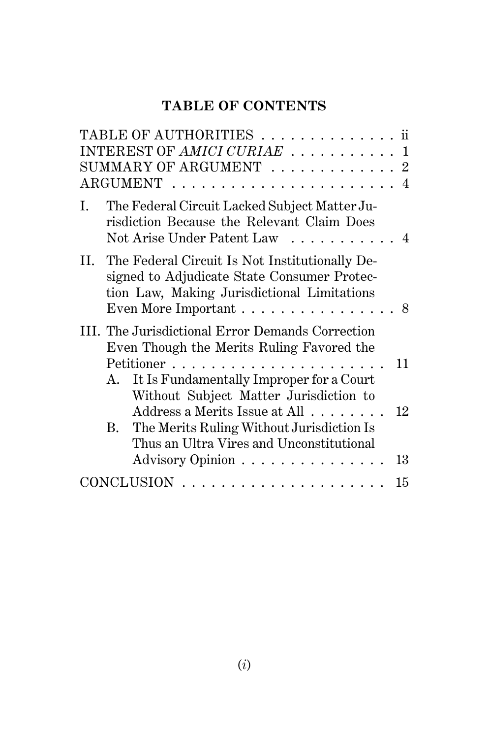## TABLE OF CONTENTS

TABLE OF AUTHORITIES . . . . . . . . . . . . . . ii

INTEREST OF *AMICI CURIAE* . . . . . . . . . . . 1

SUMMARY OF ARGUMENT . . . . . . . . . . . . . 2

ARGUMENT . . . . . . . . . . . . . . . . . . . . . . . 4

I. The Federal Circuit Lacked Subject Matter Jurisdiction Because the Relevant Claim Does Not Arise Under Patent Law . . . . . . . . . . . 4

II. The Federal Circuit Is Not Institutionally Designed to Adjudicate State Consumer Protection Law, Making Jurisdictional Limitations Even More Important . . . . . . . . . . . . . . . . 8

III. The Jurisdictional Error Demands Correction Even Though the Merits Ruling Favored the Petitioner . . . . . . . . . . . . . . . . . . . . . . 11

   A. It Is Fundamentally Improper for a Court Without Subject Matter Jurisdiction to Address a Merits Issue at All . . . . . . . . 12

   B. The Merits Ruling Without Jurisdiction Is Thus an Ultra Vires and Unconstitutional Advisory Opinion . . . . . . . . . . . . . . . 13

CONCLUSION . . . . . . . . . . . . . . . . . . . . . 15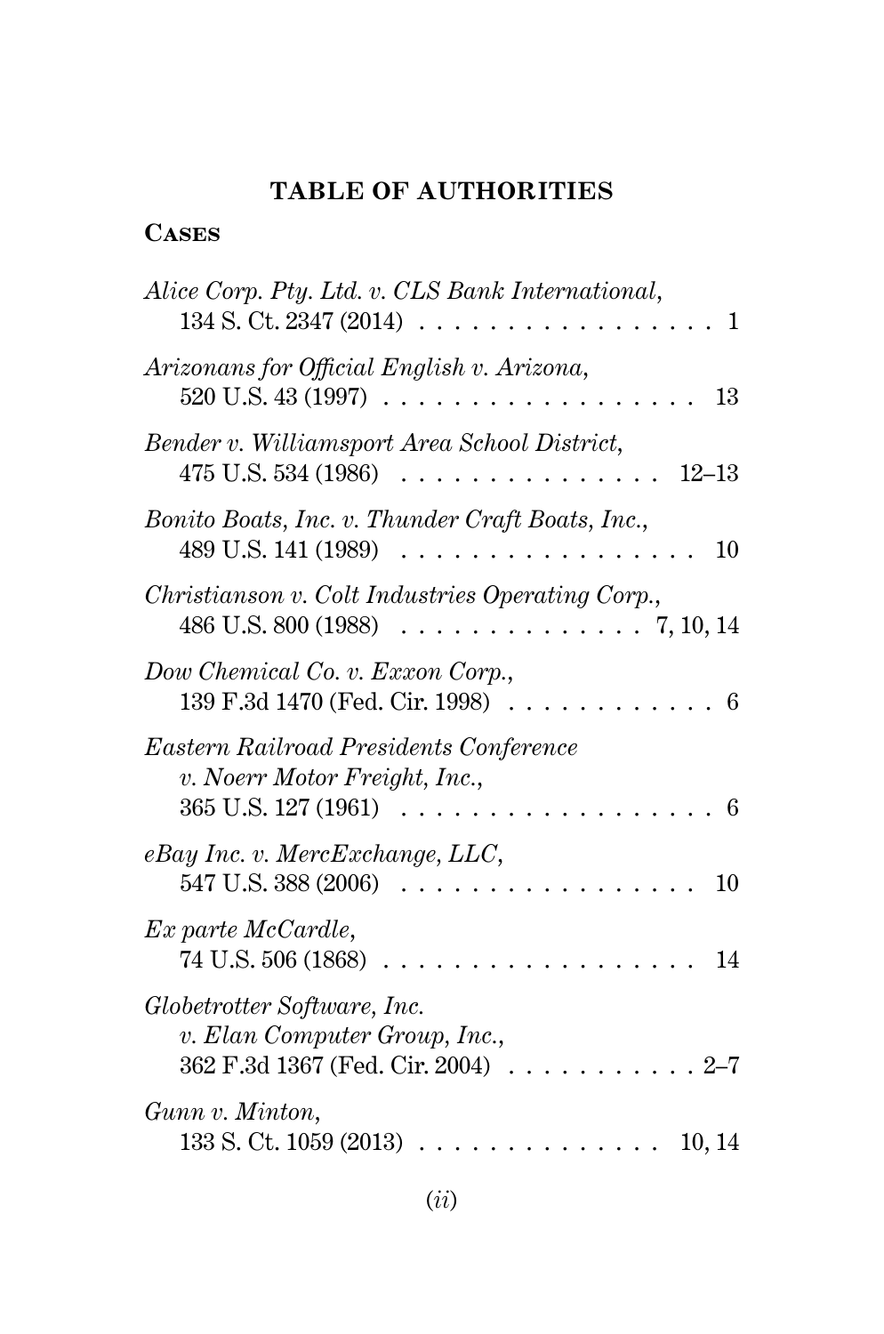## TABLE OF AUTHORITIES

### Cases

*Alice Corp. Pty. Ltd. v. CLS Bank International*, 134 S. Ct. 2347 (2014) . . . . . . . . . . . . . . . . . . 1

*Arizonans for Official English v. Arizona*, 520 U.S. 43 (1997) . . . . . . . . . . . . . . . . . . . 13

*Bender v. Williamsport Area School District*, 475 U.S. 534 (1986) . . . . . . . . . . . . . . . . 12–13

*Bonito Boats, Inc. v. Thunder Craft Boats, Inc.*, 489 U.S. 141 (1989) . . . . . . . . . . . . . . . . . . 10

*Christianson v. Colt Industries Operating Corp.*, 486 U.S. 800 (1988) . . . . . . . . . . . . . . 7, 10, 14

*Dow Chemical Co. v. Exxon Corp.*, 139 F.3d 1470 (Fed. Cir. 1998) . . . . . . . . . . . . . 6

*Eastern Railroad Presidents Conference v. Noerr Motor Freight, Inc.*, 365 U.S. 127 (1961) . . . . . . . . . . . . . . . . . . . 6

*eBay Inc. v. MercExchange, LLC*, 547 U.S. 388 (2006) . . . . . . . . . . . . . . . . . . 10

*Ex parte McCardle*, 74 U.S. 506 (1868) . . . . . . . . . . . . . . . . . . . 14

*Globetrotter Software, Inc. v. Elan Computer Group, Inc.*, 362 F.3d 1367 (Fed. Cir. 2004) . . . . . . . . . . . 2–7

*Gunn v. Minton*, 133 S. Ct. 1059 (2013) . . . . . . . . . . . . . . 10, 14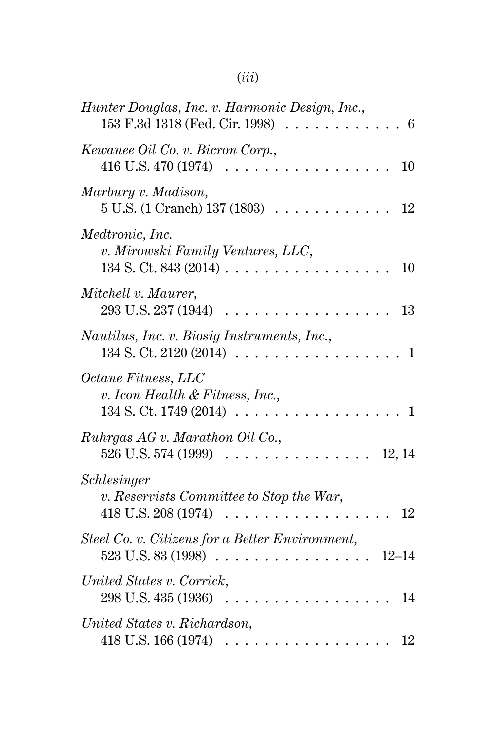*Hunter Douglas, Inc. v. Harmonic Design, Inc.*,
153 F.3d 1318 (Fed. Cir. 1998) . . . . . . . . . . . . 6

*Kewanee Oil Co. v. Bicron Corp.*,
416 U.S. 470 (1974) . . . . . . . . . . . . . . . . . 10

*Marbury v. Madison*,
5 U.S. (1 Cranch) 137 (1803) . . . . . . . . . . . . 12

*Medtronic, Inc.*
*v. Mirowski Family Ventures, LLC*,
134 S. Ct. 843 (2014) . . . . . . . . . . . . . . . . . 10

*Mitchell v. Maurer*,
293 U.S. 237 (1944) . . . . . . . . . . . . . . . . . 13

*Nautilus, Inc. v. Biosig Instruments, Inc.*,
134 S. Ct. 2120 (2014) . . . . . . . . . . . . . . . . . 1

*Octane Fitness, LLC*
*v. Icon Health & Fitness, Inc.*,
134 S. Ct. 1749 (2014) . . . . . . . . . . . . . . . . . 1

*Ruhrgas AG v. Marathon Oil Co.*,
526 U.S. 574 (1999) . . . . . . . . . . . . . . . 12, 14

*Schlesinger*
*v. Reservists Committee to Stop the War*,
418 U.S. 208 (1974) . . . . . . . . . . . . . . . . . 12

*Steel Co. v. Citizens for a Better Environment*,
523 U.S. 83 (1998) . . . . . . . . . . . . . . . . 12–14

*United States v. Corrick*,
298 U.S. 435 (1936) . . . . . . . . . . . . . . . . . 14

*United States v. Richardson*,
418 U.S. 166 (1974) . . . . . . . . . . . . . . . . . 12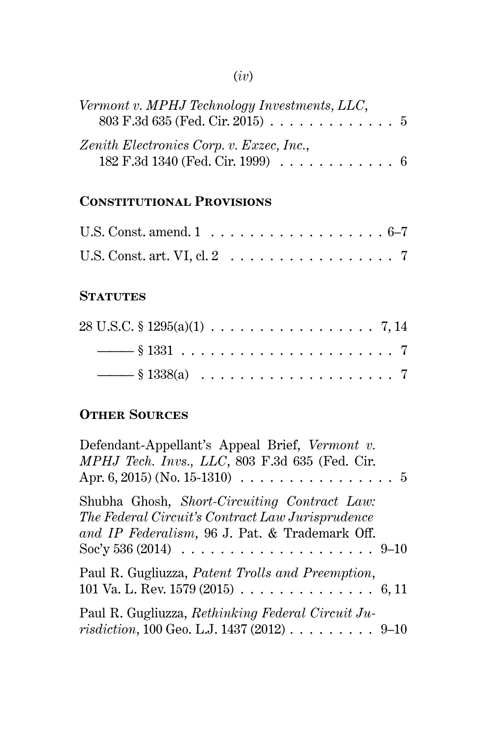*Vermont v. MPHJ Technology Investments, LLC*, 803 F.3d 635 (Fed. Cir. 2015) . . . . . . . . . . . . . 5

*Zenith Electronics Corp. v. Exzec, Inc.*, 182 F.3d 1340 (Fed. Cir. 1999) . . . . . . . . . . . . 6

## Constitutional Provisions

U.S. Const. amend. 1 . . . . . . . . . . . . . . . . . . 6–7

U.S. Const. art. VI, cl. 2 . . . . . . . . . . . . . . . . . 7

## Statutes

28 U.S.C. § 1295(a)(1) . . . . . . . . . . . . . . . . . 7, 14

——— § 1331 . . . . . . . . . . . . . . . . . . . . . . 7

——— § 1338(a) . . . . . . . . . . . . . . . . . . . . 7

## Other Sources

Defendant-Appellant's Appeal Brief, *Vermont v. MPHJ Tech. Invs., LLC*, 803 F.3d 635 (Fed. Cir. Apr. 6, 2015) (No. 15-1310) . . . . . . . . . . . . . . . . 5

Shubha Ghosh, *Short-Circuiting Contract Law: The Federal Circuit's Contract Law Jurisprudence and IP Federalism*, 96 J. Pat. & Trademark Off. Soc'y 536 (2014) . . . . . . . . . . . . . . . . . . . . 9–10

Paul R. Gugliuzza, *Patent Trolls and Preemption*, 101 Va. L. Rev. 1579 (2015) . . . . . . . . . . . . . . 6, 11

Paul R. Gugliuzza, *Rethinking Federal Circuit Jurisdiction*, 100 Geo. L.J. 1437 (2012) . . . . . . . . . 9–10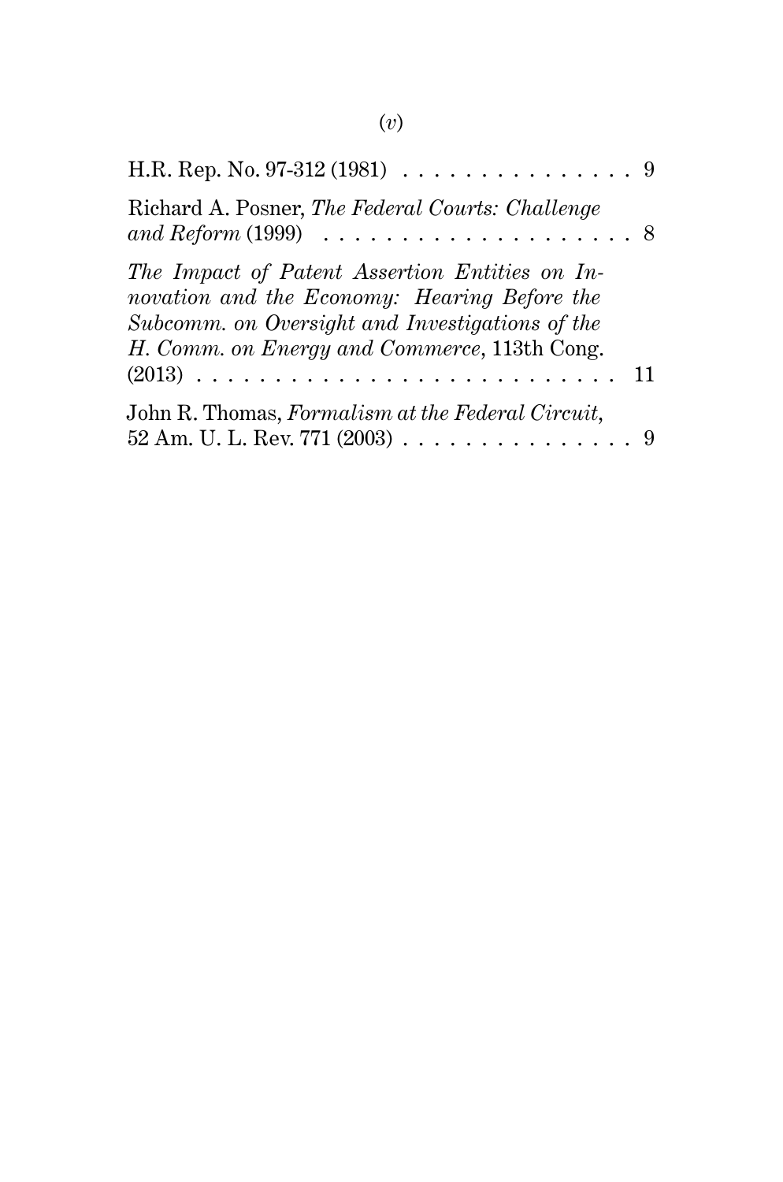H.R. Rep. No. 97-312 (1981) . . . . . . . . . . . . . . . . 9

Richard A. Posner, *The Federal Courts: Challenge and Reform* (1999) . . . . . . . . . . . . . . . . . . . . . 8

*The Impact of Patent Assertion Entities on Innovation and the Economy: Hearing Before the Subcomm. on Oversight and Investigations of the H. Comm. on Energy and Commerce*, 113th Cong. (2013) . . . . . . . . . . . . . . . . . . . . . . . . . . . 11

John R. Thomas, *Formalism at the Federal Circuit*, 52 Am. U. L. Rev. 771 (2003) . . . . . . . . . . . . . . . 9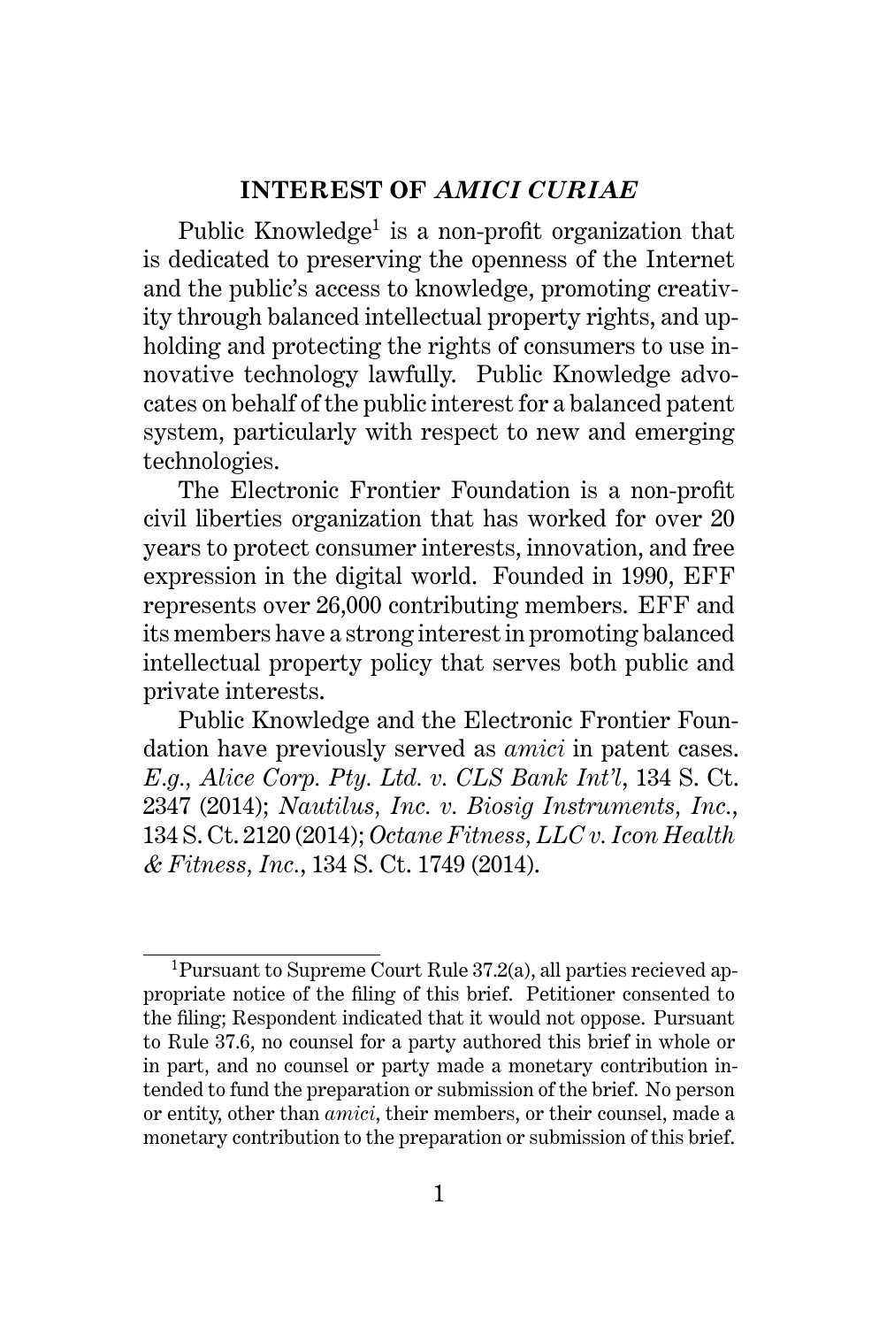## INTEREST OF *AMICI CURIAE*

Public Knowledge[1] is a non-profit organization that is dedicated to preserving the openness of the Internet and the public's access to knowledge, promoting creativity through balanced intellectual property rights, and upholding and protecting the rights of consumers to use innovative technology lawfully. Public Knowledge advocates on behalf of the public interest for a balanced patent system, particularly with respect to new and emerging technologies.

The Electronic Frontier Foundation is a non-profit civil liberties organization that has worked for over 20 years to protect consumer interests, innovation, and free expression in the digital world. Founded in 1990, EFF represents over 26,000 contributing members. EFF and its members have a strong interest in promoting balanced intellectual property policy that serves both public and private interests.

Public Knowledge and the Electronic Frontier Foundation have previously served as *amici* in patent cases. *E.g.*, *Alice Corp. Pty. Ltd. v. CLS Bank Int'l*, 134 S. Ct. 2347 (2014); *Nautilus, Inc. v. Biosig Instruments, Inc.*, 134 S. Ct. 2120 (2014); *Octane Fitness, LLC v. Icon Health & Fitness, Inc.*, 134 S. Ct. 1749 (2014).

---

[1] Pursuant to Supreme Court Rule 37.2(a), all parties recieved appropriate notice of the filing of this brief. Petitioner consented to the filing; Respondent indicated that it would not oppose. Pursuant to Rule 37.6, no counsel for a party authored this brief in whole or in part, and no counsel or party made a monetary contribution intended to fund the preparation or submission of the brief. No person or entity, other than *amici*, their members, or their counsel, made a monetary contribution to the preparation or submission of this brief.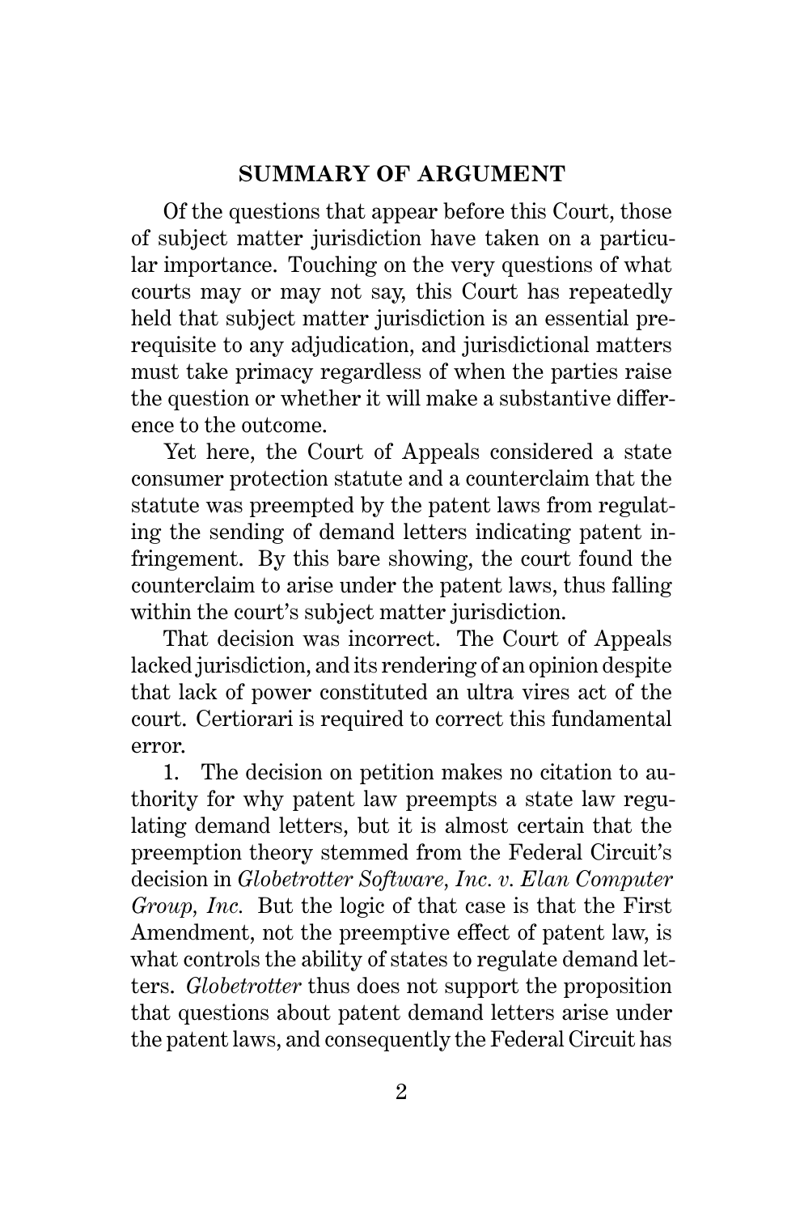## SUMMARY OF ARGUMENT

Of the questions that appear before this Court, those of subject matter jurisdiction have taken on a particular importance. Touching on the very questions of what courts may or may not say, this Court has repeatedly held that subject matter jurisdiction is an essential prerequisite to any adjudication, and jurisdictional matters must take primacy regardless of when the parties raise the question or whether it will make a substantive difference to the outcome.

Yet here, the Court of Appeals considered a state consumer protection statute and a counterclaim that the statute was preempted by the patent laws from regulating the sending of demand letters indicating patent infringement. By this bare showing, the court found the counterclaim to arise under the patent laws, thus falling within the court's subject matter jurisdiction.

That decision was incorrect. The Court of Appeals lacked jurisdiction, and its rendering of an opinion despite that lack of power constituted an ultra vires act of the court. Certiorari is required to correct this fundamental error.

1. The decision on petition makes no citation to authority for why patent law preempts a state law regulating demand letters, but it is almost certain that the preemption theory stemmed from the Federal Circuit's decision in *Globetrotter Software, Inc. v. Elan Computer Group, Inc.* But the logic of that case is that the First Amendment, not the preemptive effect of patent law, is what controls the ability of states to regulate demand letters. *Globetrotter* thus does not support the proposition that questions about patent demand letters arise under the patent laws, and consequently the Federal Circuit has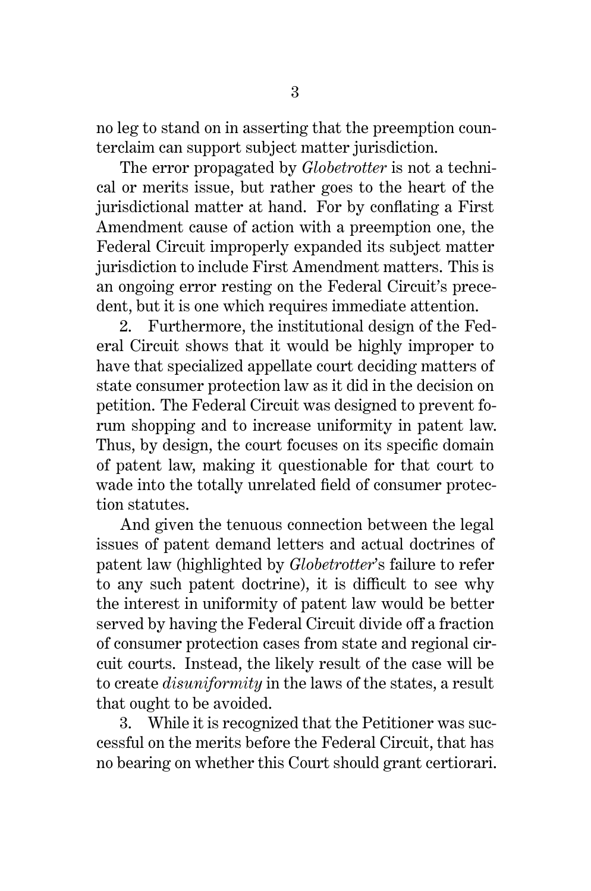no leg to stand on in asserting that the preemption counterclaim can support subject matter jurisdiction.

The error propagated by *Globetrotter* is not a technical or merits issue, but rather goes to the heart of the jurisdictional matter at hand. For by conflating a First Amendment cause of action with a preemption one, the Federal Circuit improperly expanded its subject matter jurisdiction to include First Amendment matters. This is an ongoing error resting on the Federal Circuit's precedent, but it is one which requires immediate attention.

2. Furthermore, the institutional design of the Federal Circuit shows that it would be highly improper to have that specialized appellate court deciding matters of state consumer protection law as it did in the decision on petition. The Federal Circuit was designed to prevent forum shopping and to increase uniformity in patent law. Thus, by design, the court focuses on its specific domain of patent law, making it questionable for that court to wade into the totally unrelated field of consumer protection statutes.

And given the tenuous connection between the legal issues of patent demand letters and actual doctrines of patent law (highlighted by *Globetrotter*'s failure to refer to any such patent doctrine), it is difficult to see why the interest in uniformity of patent law would be better served by having the Federal Circuit divide off a fraction of consumer protection cases from state and regional circuit courts. Instead, the likely result of the case will be to create *disuniformity* in the laws of the states, a result that ought to be avoided.

3. While it is recognized that the Petitioner was successful on the merits before the Federal Circuit, that has no bearing on whether this Court should grant certiorari.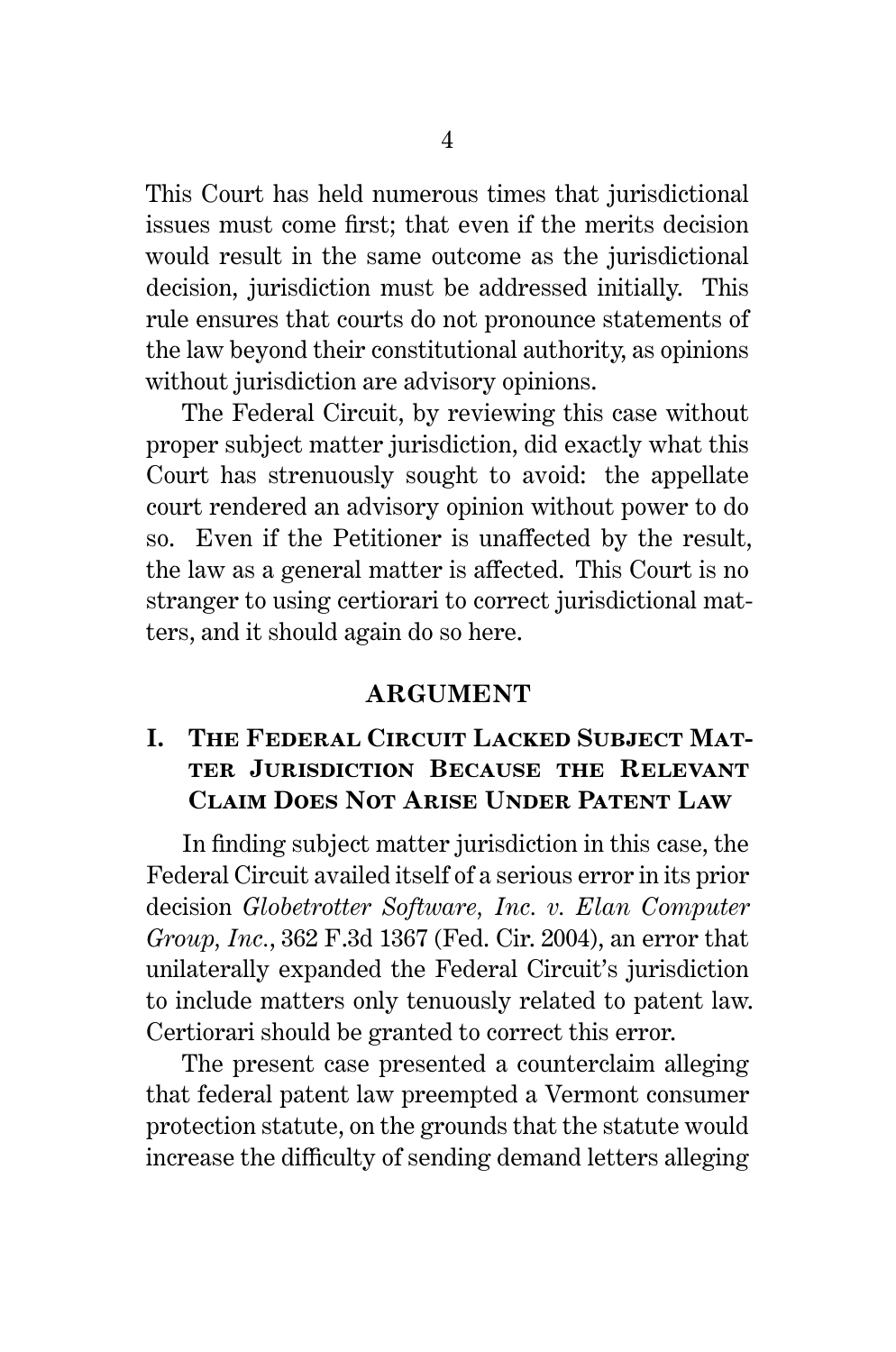This Court has held numerous times that jurisdictional issues must come first; that even if the merits decision would result in the same outcome as the jurisdictional decision, jurisdiction must be addressed initially. This rule ensures that courts do not pronounce statements of the law beyond their constitutional authority, as opinions without jurisdiction are advisory opinions.

The Federal Circuit, by reviewing this case without proper subject matter jurisdiction, did exactly what this Court has strenuously sought to avoid: the appellate court rendered an advisory opinion without power to do so. Even if the Petitioner is unaffected by the result, the law as a general matter is affected. This Court is no stranger to using certiorari to correct jurisdictional matters, and it should again do so here.

## ARGUMENT

### I. The Federal Circuit Lacked Subject Matter Jurisdiction Because the Relevant Claim Does Not Arise Under Patent Law

In finding subject matter jurisdiction in this case, the Federal Circuit availed itself of a serious error in its prior decision *Globetrotter Software, Inc. v. Elan Computer Group, Inc.*, 362 F.3d 1367 (Fed. Cir. 2004), an error that unilaterally expanded the Federal Circuit's jurisdiction to include matters only tenuously related to patent law. Certiorari should be granted to correct this error.

The present case presented a counterclaim alleging that federal patent law preempted a Vermont consumer protection statute, on the grounds that the statute would increase the difficulty of sending demand letters alleging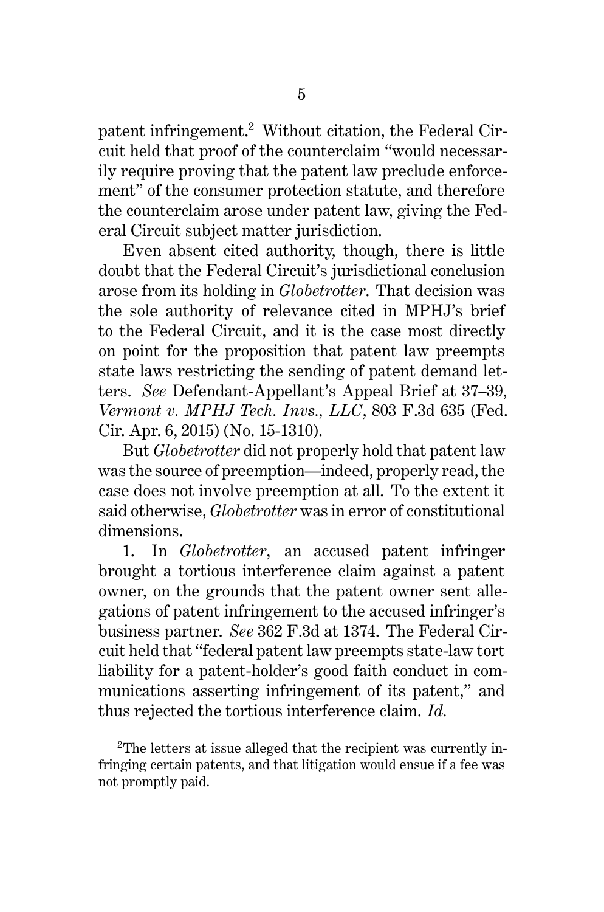patent infringement.[2] Without citation, the Federal Circuit held that proof of the counterclaim "would necessarily require proving that the patent law preclude enforcement" of the consumer protection statute, and therefore the counterclaim arose under patent law, giving the Federal Circuit subject matter jurisdiction.

Even absent cited authority, though, there is little doubt that the Federal Circuit's jurisdictional conclusion arose from its holding in *Globetrotter*. That decision was the sole authority of relevance cited in MPHJ's brief to the Federal Circuit, and it is the case most directly on point for the proposition that patent law preempts state laws restricting the sending of patent demand letters. *See* Defendant-Appellant's Appeal Brief at 37–39, *Vermont v. MPHJ Tech. Invs., LLC*, 803 F.3d 635 (Fed. Cir. Apr. 6, 2015) (No. 15-1310).

But *Globetrotter* did not properly hold that patent law was the source of preemption—indeed, properly read, the case does not involve preemption at all. To the extent it said otherwise, *Globetrotter* was in error of constitutional dimensions.

1. In *Globetrotter*, an accused patent infringer brought a tortious interference claim against a patent owner, on the grounds that the patent owner sent allegations of patent infringement to the accused infringer's business partner. *See* 362 F.3d at 1374. The Federal Circuit held that "federal patent law preempts state-law tort liability for a patent-holder's good faith conduct in communications asserting infringement of its patent," and thus rejected the tortious interference claim. *Id.*

---

[2] The letters at issue alleged that the recipient was currently infringing certain patents, and that litigation would ensue if a fee was not promptly paid.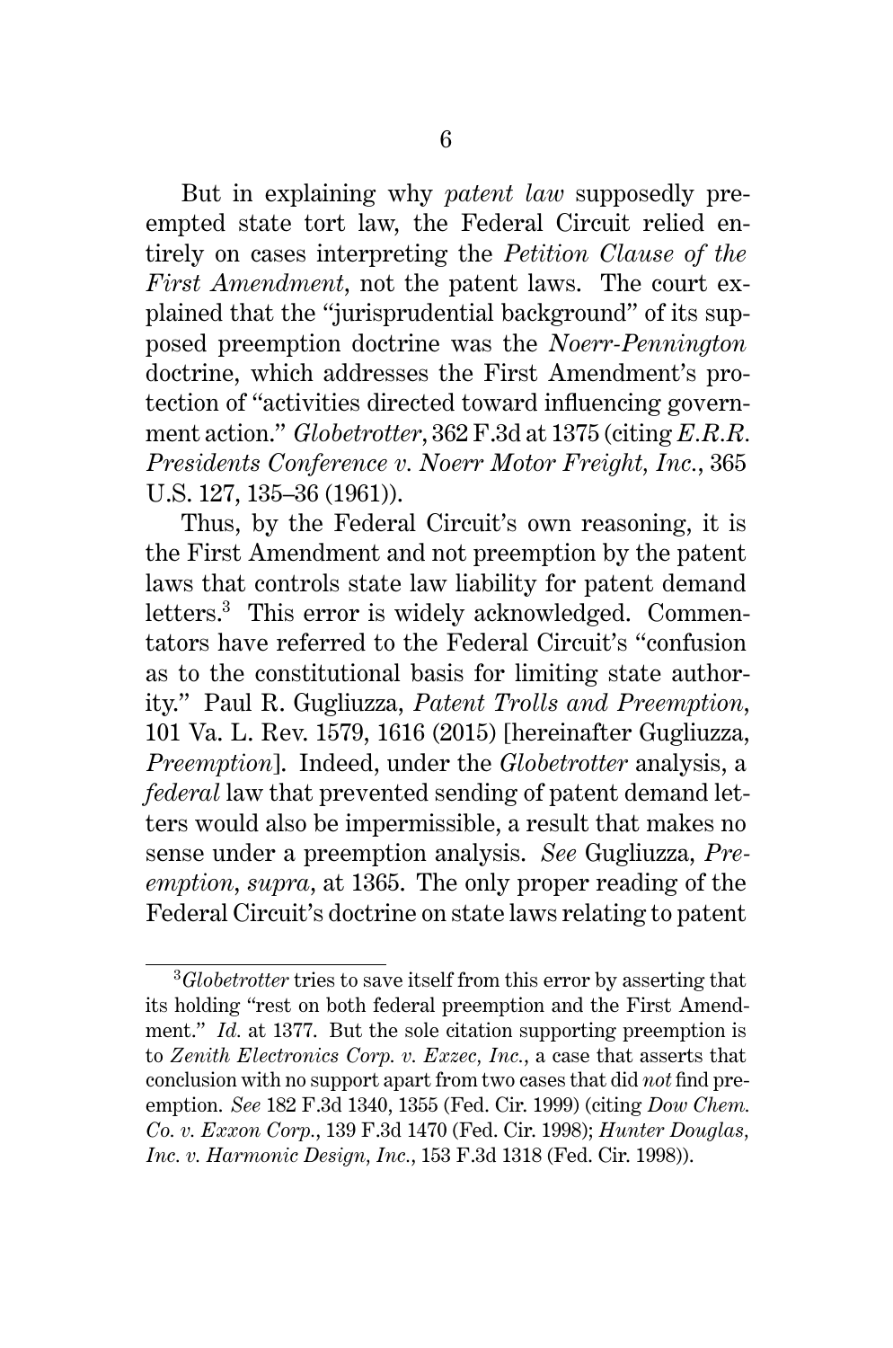But in explaining why *patent law* supposedly preempted state tort law, the Federal Circuit relied entirely on cases interpreting the *Petition Clause of the First Amendment*, not the patent laws. The court explained that the "jurisprudential background" of its supposed preemption doctrine was the *Noerr-Pennington* doctrine, which addresses the First Amendment's protection of "activities directed toward influencing government action." *Globetrotter*, 362 F.3d at 1375 (citing *E.R.R. Presidents Conference v. Noerr Motor Freight, Inc.*, 365 U.S. 127, 135–36 (1961)).

Thus, by the Federal Circuit's own reasoning, it is the First Amendment and not preemption by the patent laws that controls state law liability for patent demand letters.[3] This error is widely acknowledged. Commentators have referred to the Federal Circuit's "confusion as to the constitutional basis for limiting state authority." Paul R. Gugliuzza, *Patent Trolls and Preemption*, 101 Va. L. Rev. 1579, 1616 (2015) [hereinafter Gugliuzza, *Preemption*]. Indeed, under the *Globetrotter* analysis, a *federal* law that prevented sending of patent demand letters would also be impermissible, a result that makes no sense under a preemption analysis. *See* Gugliuzza, *Preemption*, *supra*, at 1365. The only proper reading of the Federal Circuit's doctrine on state laws relating to patent

---

[3] *Globetrotter* tries to save itself from this error by asserting that its holding "rest on both federal preemption and the First Amendment." *Id.* at 1377. But the sole citation supporting preemption is to *Zenith Electronics Corp. v. Exzec, Inc.*, a case that asserts that conclusion with no support apart from two cases that did *not* find preemption. *See* 182 F.3d 1340, 1355 (Fed. Cir. 1999) (citing *Dow Chem. Co. v. Exxon Corp.*, 139 F.3d 1470 (Fed. Cir. 1998); *Hunter Douglas, Inc. v. Harmonic Design, Inc.*, 153 F.3d 1318 (Fed. Cir. 1998)).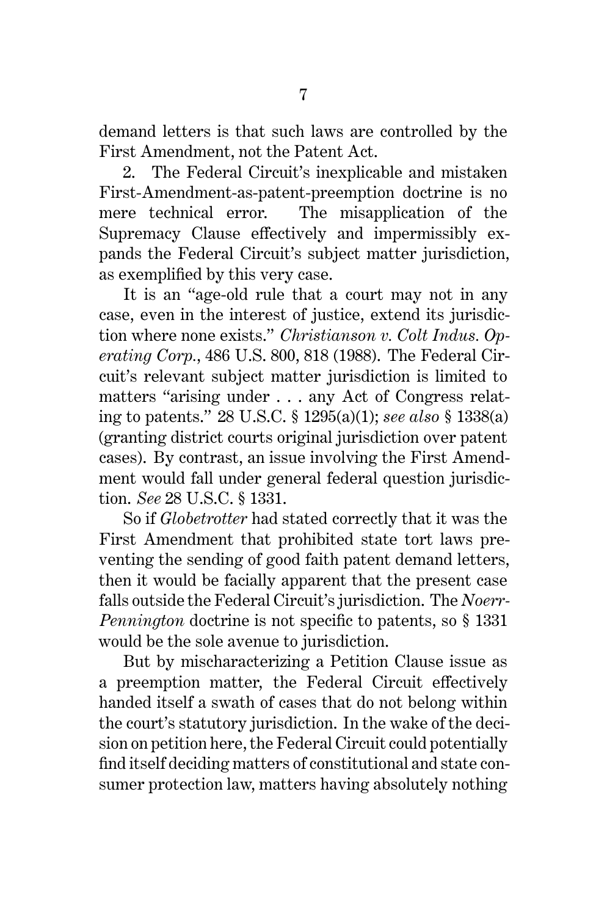demand letters is that such laws are controlled by the First Amendment, not the Patent Act.

2. The Federal Circuit's inexplicable and mistaken First-Amendment-as-patent-preemption doctrine is no mere technical error. The misapplication of the Supremacy Clause effectively and impermissibly expands the Federal Circuit's subject matter jurisdiction, as exemplified by this very case.

It is an "age-old rule that a court may not in any case, even in the interest of justice, extend its jurisdiction where none exists." *Christianson v. Colt Indus. Operating Corp.*, 486 U.S. 800, 818 (1988). The Federal Circuit's relevant subject matter jurisdiction is limited to matters "arising under . . . any Act of Congress relating to patents." 28 U.S.C. § 1295(a)(1); *see also* § 1338(a) (granting district courts original jurisdiction over patent cases). By contrast, an issue involving the First Amendment would fall under general federal question jurisdiction. *See* 28 U.S.C. § 1331.

So if *Globetrotter* had stated correctly that it was the First Amendment that prohibited state tort laws preventing the sending of good faith patent demand letters, then it would be facially apparent that the present case falls outside the Federal Circuit's jurisdiction. The *Noerr-Pennington* doctrine is not specific to patents, so § 1331 would be the sole avenue to jurisdiction.

But by mischaracterizing a Petition Clause issue as a preemption matter, the Federal Circuit effectively handed itself a swath of cases that do not belong within the court's statutory jurisdiction. In the wake of the decision on petition here, the Federal Circuit could potentially find itself deciding matters of constitutional and state consumer protection law, matters having absolutely nothing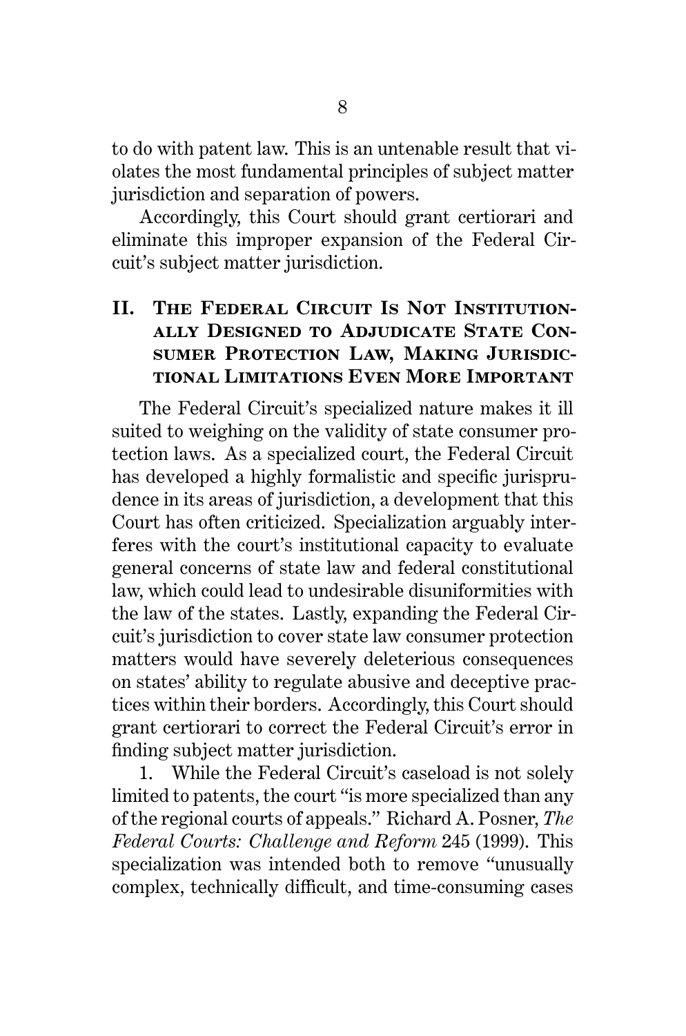to do with patent law. This is an untenable result that violates the most fundamental principles of subject matter jurisdiction and separation of powers.

Accordingly, this Court should grant certiorari and eliminate this improper expansion of the Federal Circuit's subject matter jurisdiction.

## II. The Federal Circuit Is Not Institutionally Designed to Adjudicate State Consumer Protection Law, Making Jurisdictional Limitations Even More Important

The Federal Circuit's specialized nature makes it ill suited to weighing on the validity of state consumer protection laws. As a specialized court, the Federal Circuit has developed a highly formalistic and specific jurisprudence in its areas of jurisdiction, a development that this Court has often criticized. Specialization arguably interferes with the court's institutional capacity to evaluate general concerns of state law and federal constitutional law, which could lead to undesirable disuniformities with the law of the states. Lastly, expanding the Federal Circuit's jurisdiction to cover state law consumer protection matters would have severely deleterious consequences on states' ability to regulate abusive and deceptive practices within their borders. Accordingly, this Court should grant certiorari to correct the Federal Circuit's error in finding subject matter jurisdiction.

1. While the Federal Circuit's caseload is not solely limited to patents, the court "is more specialized than any of the regional courts of appeals." Richard A. Posner, *The Federal Courts: Challenge and Reform* 245 (1999). This specialization was intended both to remove "unusually complex, technically difficult, and time-consuming cases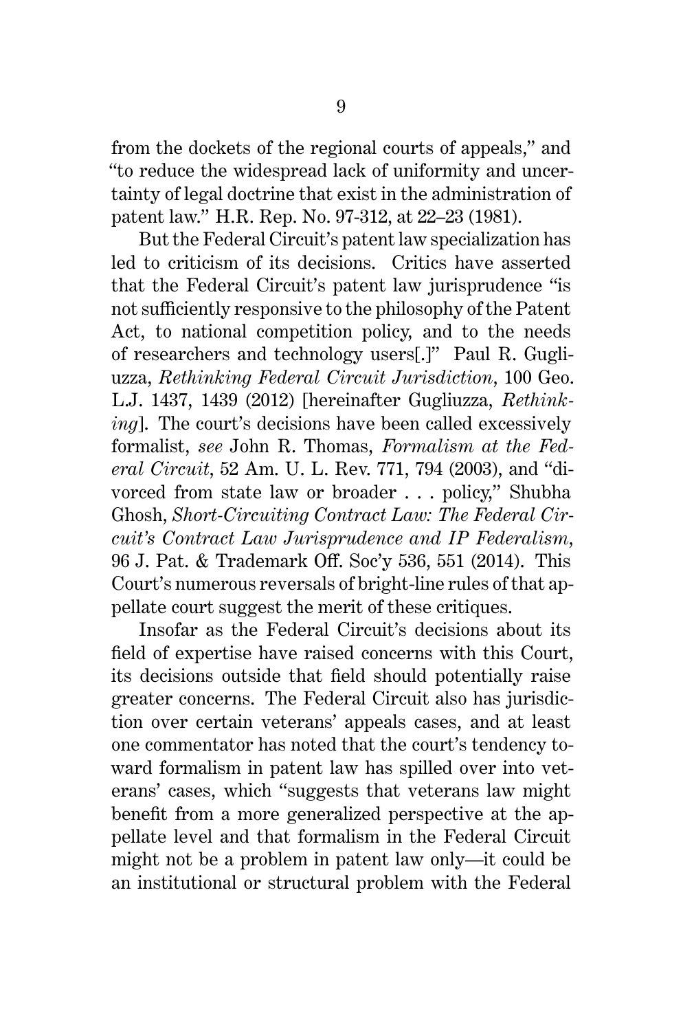from the dockets of the regional courts of appeals," and "to reduce the widespread lack of uniformity and uncertainty of legal doctrine that exist in the administration of patent law." H.R. Rep. No. 97-312, at 22–23 (1981).

But the Federal Circuit's patent law specialization has led to criticism of its decisions. Critics have asserted that the Federal Circuit's patent law jurisprudence "is not sufficiently responsive to the philosophy of the Patent Act, to national competition policy, and to the needs of researchers and technology users[.]" Paul R. Gugliuzza, *Rethinking Federal Circuit Jurisdiction*, 100 Geo. L.J. 1437, 1439 (2012) [hereinafter Gugliuzza, *Rethinking*]. The court's decisions have been called excessively formalist, *see* John R. Thomas, *Formalism at the Federal Circuit*, 52 Am. U. L. Rev. 771, 794 (2003), and "divorced from state law or broader . . . policy," Shubha Ghosh, *Short-Circuiting Contract Law: The Federal Circuit's Contract Law Jurisprudence and IP Federalism*, 96 J. Pat. & Trademark Off. Soc'y 536, 551 (2014). This Court's numerous reversals of bright-line rules of that appellate court suggest the merit of these critiques.

Insofar as the Federal Circuit's decisions about its field of expertise have raised concerns with this Court, its decisions outside that field should potentially raise greater concerns. The Federal Circuit also has jurisdiction over certain veterans' appeals cases, and at least one commentator has noted that the court's tendency toward formalism in patent law has spilled over into veterans' cases, which "suggests that veterans law might benefit from a more generalized perspective at the appellate level and that formalism in the Federal Circuit might not be a problem in patent law only—it could be an institutional or structural problem with the Federal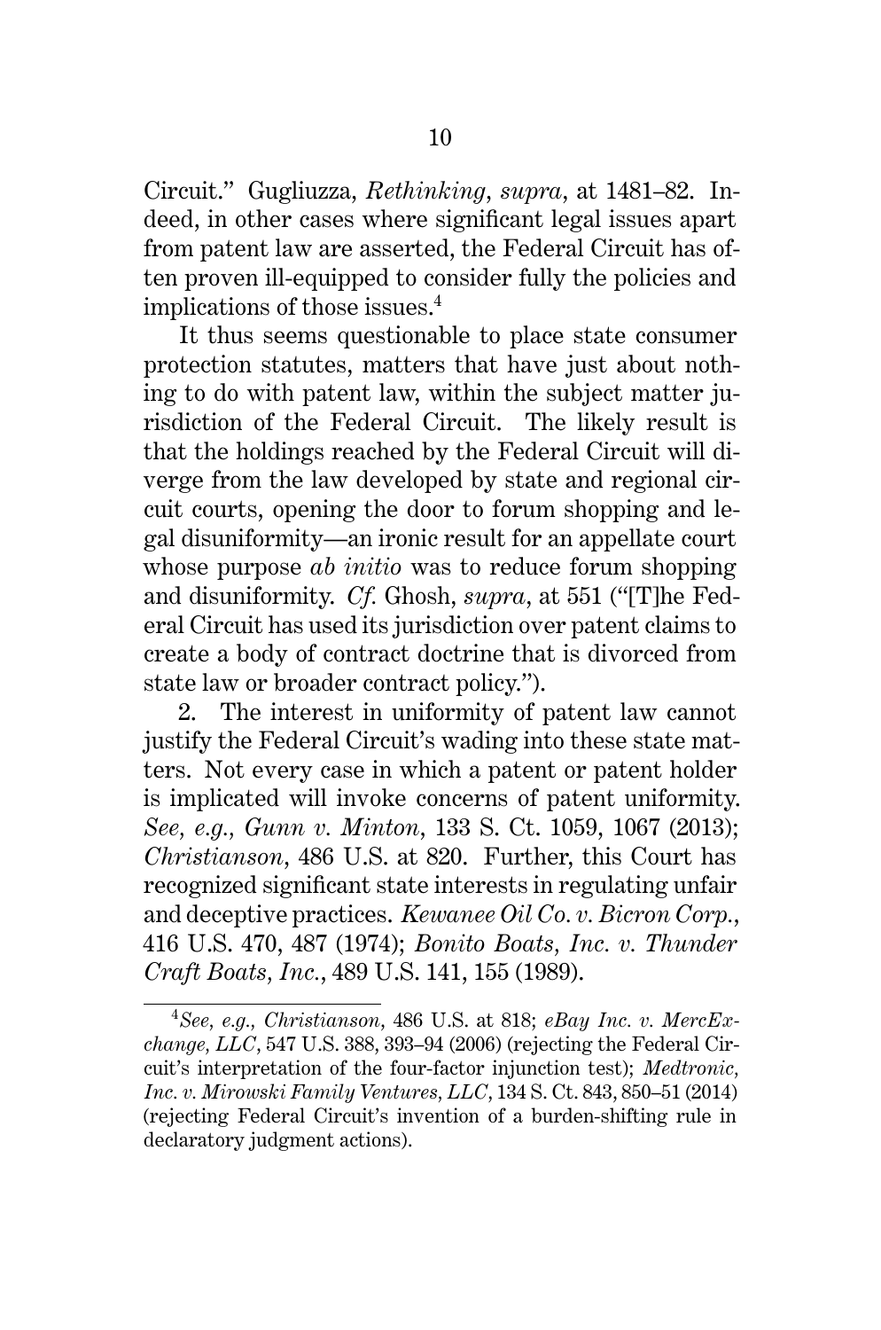Circuit." Gugliuzza, *Rethinking*, *supra*, at 1481–82. Indeed, in other cases where significant legal issues apart from patent law are asserted, the Federal Circuit has often proven ill-equipped to consider fully the policies and implications of those issues.[4]

It thus seems questionable to place state consumer protection statutes, matters that have just about nothing to do with patent law, within the subject matter jurisdiction of the Federal Circuit. The likely result is that the holdings reached by the Federal Circuit will diverge from the law developed by state and regional circuit courts, opening the door to forum shopping and legal disuniformity—an ironic result for an appellate court whose purpose *ab initio* was to reduce forum shopping and disuniformity. *Cf.* Ghosh, *supra*, at 551 ("[T]he Federal Circuit has used its jurisdiction over patent claims to create a body of contract doctrine that is divorced from state law or broader contract policy.").

2. The interest in uniformity of patent law cannot justify the Federal Circuit's wading into these state matters. Not every case in which a patent or patent holder is implicated will invoke concerns of patent uniformity. *See, e.g., Gunn v. Minton*, 133 S. Ct. 1059, 1067 (2013); *Christianson*, 486 U.S. at 820. Further, this Court has recognized significant state interests in regulating unfair and deceptive practices. *Kewanee Oil Co. v. Bicron Corp.*, 416 U.S. 470, 487 (1974); *Bonito Boats, Inc. v. Thunder Craft Boats, Inc.*, 489 U.S. 141, 155 (1989).

[4] *See, e.g., Christianson*, 486 U.S. at 818; *eBay Inc. v. MercExchange, LLC*, 547 U.S. 388, 393–94 (2006) (rejecting the Federal Circuit's interpretation of the four-factor injunction test); *Medtronic, Inc. v. Mirowski Family Ventures, LLC*, 134 S. Ct. 843, 850–51 (2014) (rejecting Federal Circuit's invention of a burden-shifting rule in declaratory judgment actions).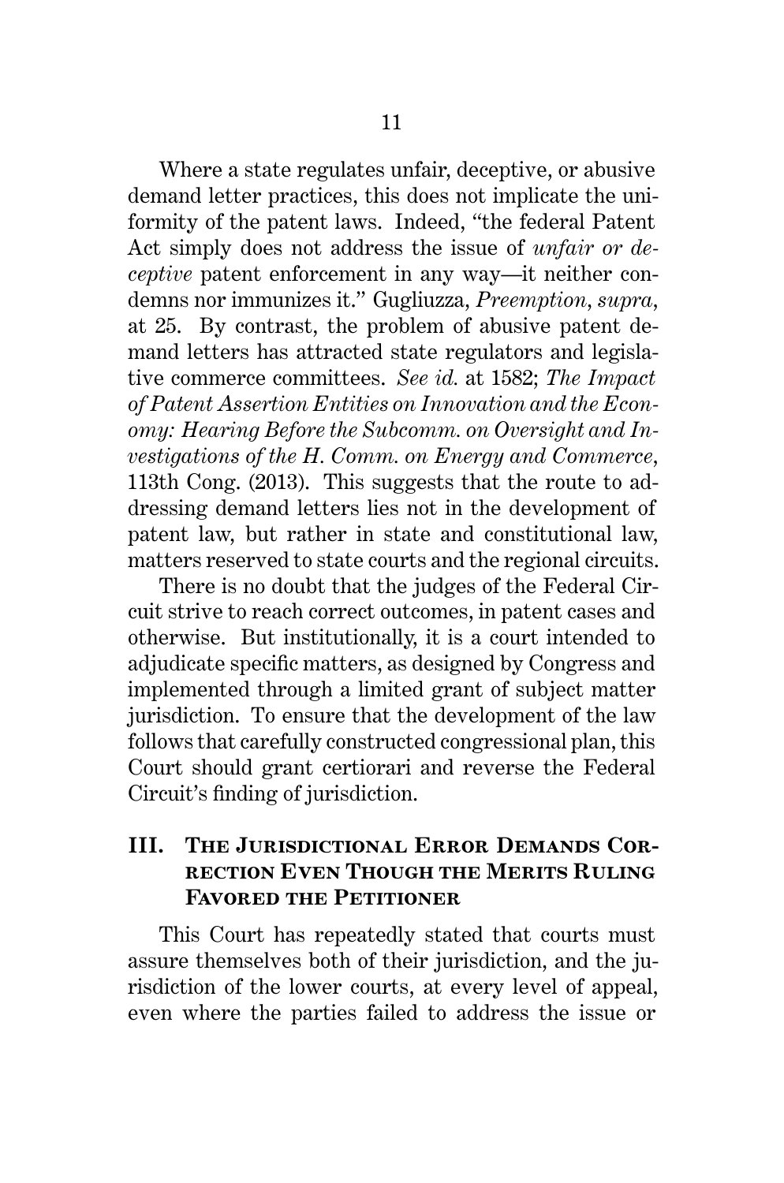Where a state regulates unfair, deceptive, or abusive demand letter practices, this does not implicate the uniformity of the patent laws. Indeed, "the federal Patent Act simply does not address the issue of *unfair or deceptive* patent enforcement in any way—it neither condemns nor immunizes it." Gugliuzza, *Preemption*, *supra*, at 25. By contrast, the problem of abusive patent demand letters has attracted state regulators and legislative commerce committees. *See id.* at 1582; *The Impact of Patent Assertion Entities on Innovation and the Economy: Hearing Before the Subcomm. on Oversight and Investigations of the H. Comm. on Energy and Commerce*, 113th Cong. (2013). This suggests that the route to addressing demand letters lies not in the development of patent law, but rather in state and constitutional law, matters reserved to state courts and the regional circuits.

There is no doubt that the judges of the Federal Circuit strive to reach correct outcomes, in patent cases and otherwise. But institutionally, it is a court intended to adjudicate specific matters, as designed by Congress and implemented through a limited grant of subject matter jurisdiction. To ensure that the development of the law follows that carefully constructed congressional plan, this Court should grant certiorari and reverse the Federal Circuit's finding of jurisdiction.

## III. The Jurisdictional Error Demands Correction Even Though the Merits Ruling Favored the Petitioner

This Court has repeatedly stated that courts must assure themselves both of their jurisdiction, and the jurisdiction of the lower courts, at every level of appeal, even where the parties failed to address the issue or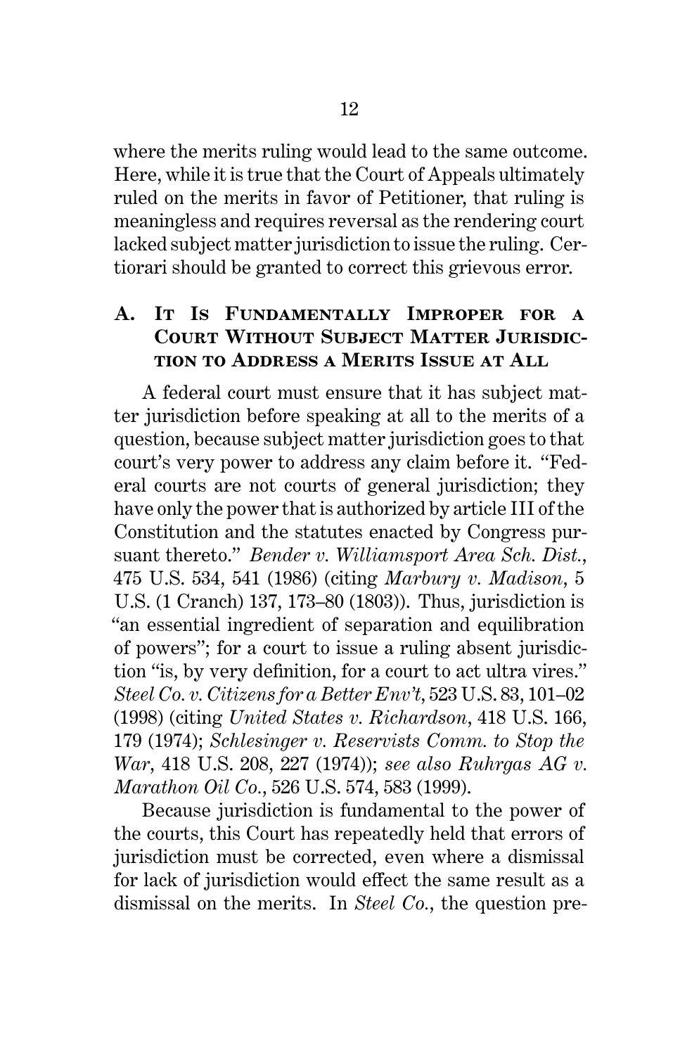where the merits ruling would lead to the same outcome. Here, while it is true that the Court of Appeals ultimately ruled on the merits in favor of Petitioner, that ruling is meaningless and requires reversal as the rendering court lacked subject matter jurisdiction to issue the ruling. Certiorari should be granted to correct this grievous error.

### A. It Is Fundamentally Improper for a Court Without Subject Matter Jurisdiction to Address a Merits Issue at All

A federal court must ensure that it has subject matter jurisdiction before speaking at all to the merits of a question, because subject matter jurisdiction goes to that court's very power to address any claim before it. "Federal courts are not courts of general jurisdiction; they have only the power that is authorized by article III of the Constitution and the statutes enacted by Congress pursuant thereto." *Bender v. Williamsport Area Sch. Dist.*, 475 U.S. 534, 541 (1986) (citing *Marbury v. Madison*, 5 U.S. (1 Cranch) 137, 173–80 (1803)). Thus, jurisdiction is "an essential ingredient of separation and equilibration of powers"; for a court to issue a ruling absent jurisdiction "is, by very definition, for a court to act ultra vires." *Steel Co. v. Citizens for a Better Env't*, 523 U.S. 83, 101–02 (1998) (citing *United States v. Richardson*, 418 U.S. 166, 179 (1974); *Schlesinger v. Reservists Comm. to Stop the War*, 418 U.S. 208, 227 (1974)); *see also Ruhrgas AG v. Marathon Oil Co.*, 526 U.S. 574, 583 (1999).

Because jurisdiction is fundamental to the power of the courts, this Court has repeatedly held that errors of jurisdiction must be corrected, even where a dismissal for lack of jurisdiction would effect the same result as a dismissal on the merits. In *Steel Co.*, the question pre-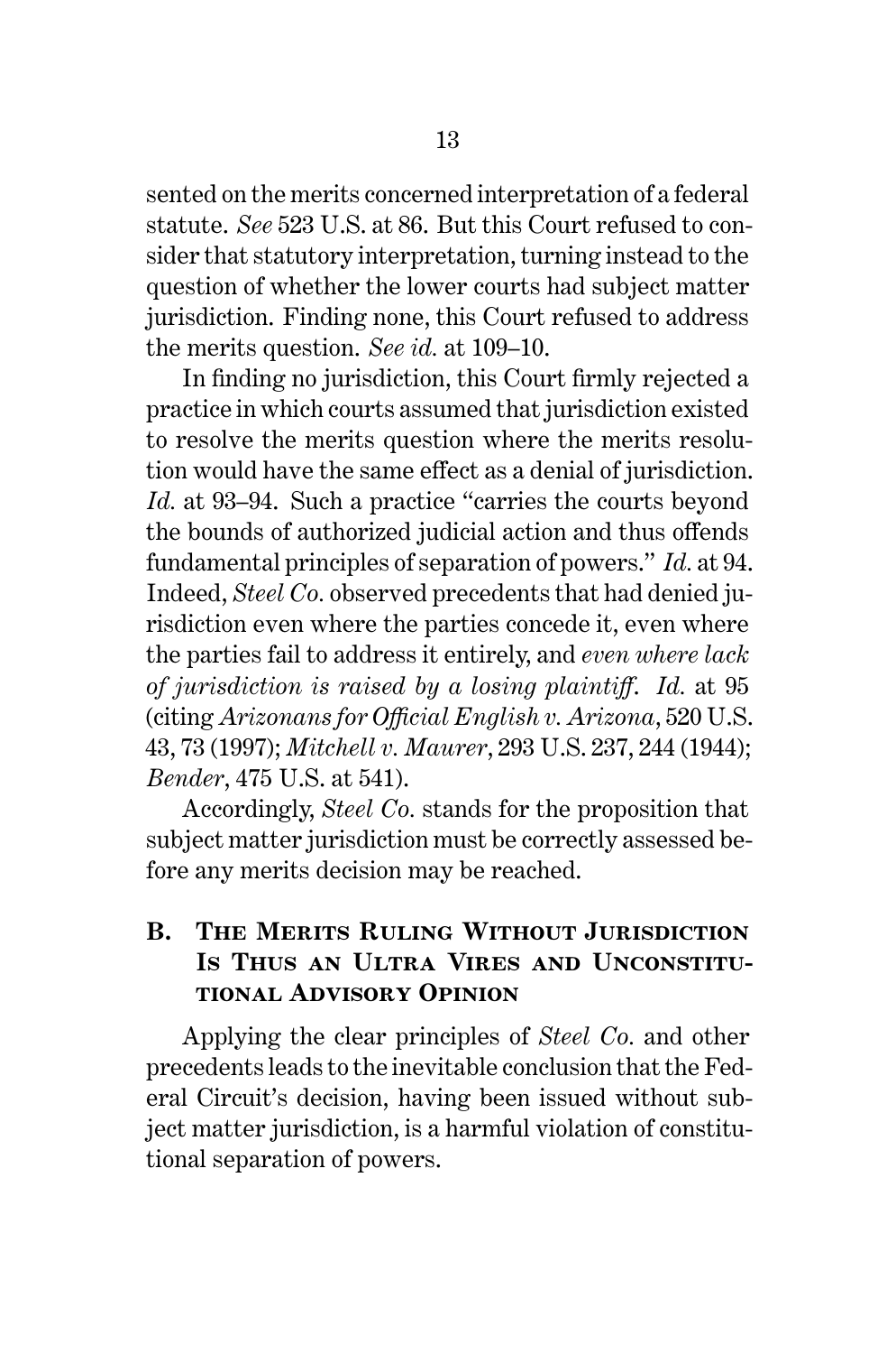sented on the merits concerned interpretation of a federal statute. *See* 523 U.S. at 86. But this Court refused to consider that statutory interpretation, turning instead to the question of whether the lower courts had subject matter jurisdiction. Finding none, this Court refused to address the merits question. *See id.* at 109–10.

In finding no jurisdiction, this Court firmly rejected a practice in which courts assumed that jurisdiction existed to resolve the merits question where the merits resolution would have the same effect as a denial of jurisdiction. *Id.* at 93–94. Such a practice "carries the courts beyond the bounds of authorized judicial action and thus offends fundamental principles of separation of powers." *Id.* at 94. Indeed, *Steel Co.* observed precedents that had denied jurisdiction even where the parties concede it, even where the parties fail to address it entirely, and *even where lack of jurisdiction is raised by a losing plaintiff*. *Id.* at 95 (citing *Arizonans for Official English v. Arizona*, 520 U.S. 43, 73 (1997); *Mitchell v. Maurer*, 293 U.S. 237, 244 (1944); *Bender*, 475 U.S. at 541).

Accordingly, *Steel Co.* stands for the proposition that subject matter jurisdiction must be correctly assessed before any merits decision may be reached.

## B. The Merits Ruling Without Jurisdiction Is Thus an Ultra Vires and Unconstitutional Advisory Opinion

Applying the clear principles of *Steel Co.* and other precedents leads to the inevitable conclusion that the Federal Circuit's decision, having been issued without subject matter jurisdiction, is a harmful violation of constitutional separation of powers.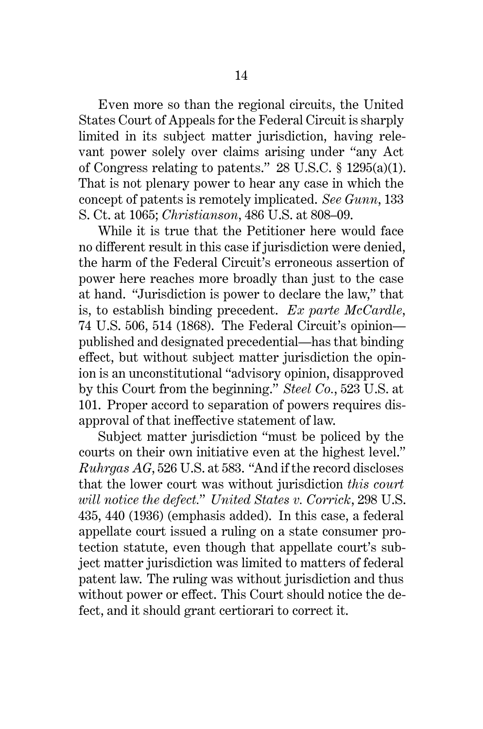Even more so than the regional circuits, the United States Court of Appeals for the Federal Circuit is sharply limited in its subject matter jurisdiction, having relevant power solely over claims arising under "any Act of Congress relating to patents." 28 U.S.C. § 1295(a)(1). That is not plenary power to hear any case in which the concept of patents is remotely implicated. *See Gunn*, 133 S. Ct. at 1065; *Christianson*, 486 U.S. at 808–09.

While it is true that the Petitioner here would face no different result in this case if jurisdiction were denied, the harm of the Federal Circuit's erroneous assertion of power here reaches more broadly than just to the case at hand. "Jurisdiction is power to declare the law," that is, to establish binding precedent. *Ex parte McCardle*, 74 U.S. 506, 514 (1868). The Federal Circuit's opinion—published and designated precedential—has that binding effect, but without subject matter jurisdiction the opinion is an unconstitutional "advisory opinion, disapproved by this Court from the beginning." *Steel Co.*, 523 U.S. at 101. Proper accord to separation of powers requires disapproval of that ineffective statement of law.

Subject matter jurisdiction "must be policed by the courts on their own initiative even at the highest level." *Ruhrgas AG*, 526 U.S. at 583. "And if the record discloses that the lower court was without jurisdiction *this court will notice the defect*." *United States v. Corrick*, 298 U.S. 435, 440 (1936) (emphasis added). In this case, a federal appellate court issued a ruling on a state consumer protection statute, even though that appellate court's subject matter jurisdiction was limited to matters of federal patent law. The ruling was without jurisdiction and thus without power or effect. This Court should notice the defect, and it should grant certiorari to correct it.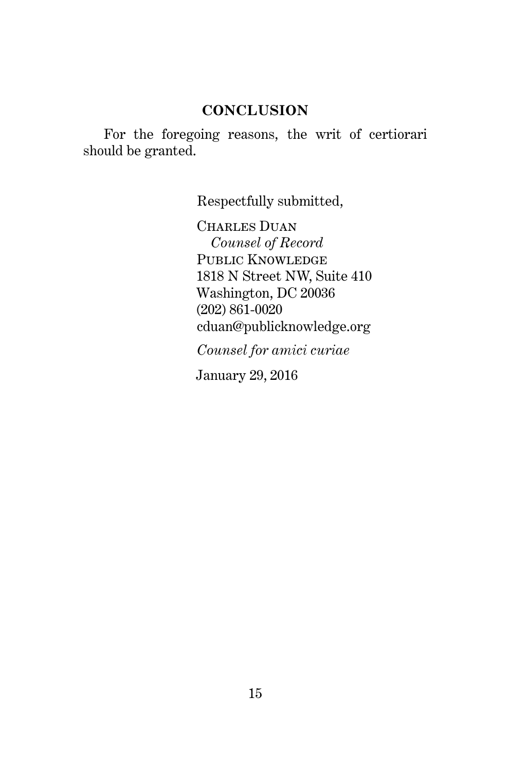## CONCLUSION

For the foregoing reasons, the writ of certiorari should be granted.

Respectfully submitted,

CHARLES DUAN
*Counsel of Record*
PUBLIC KNOWLEDGE
1818 N Street NW, Suite 410
Washington, DC 20036
(202) 861-0020
cduan@publicknowledge.org

*Counsel for amici curiae*

January 29, 2016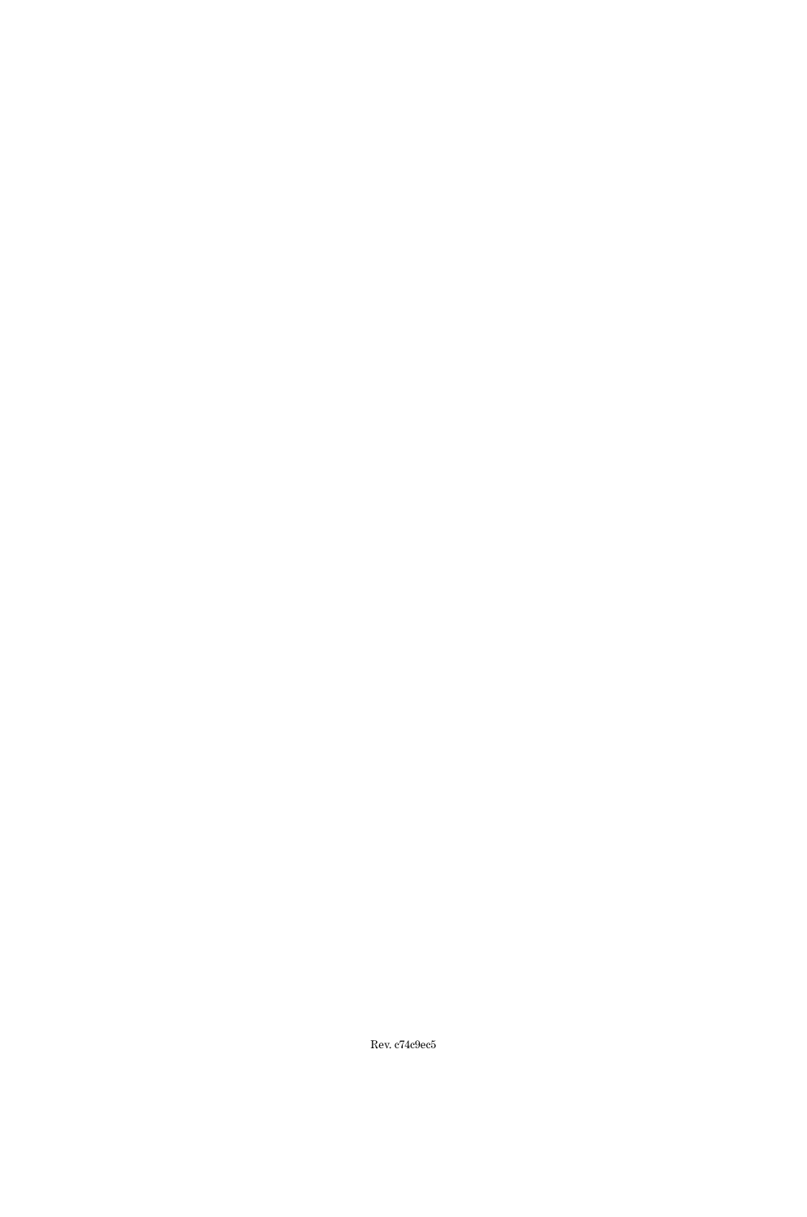Rev. c74c9ec5